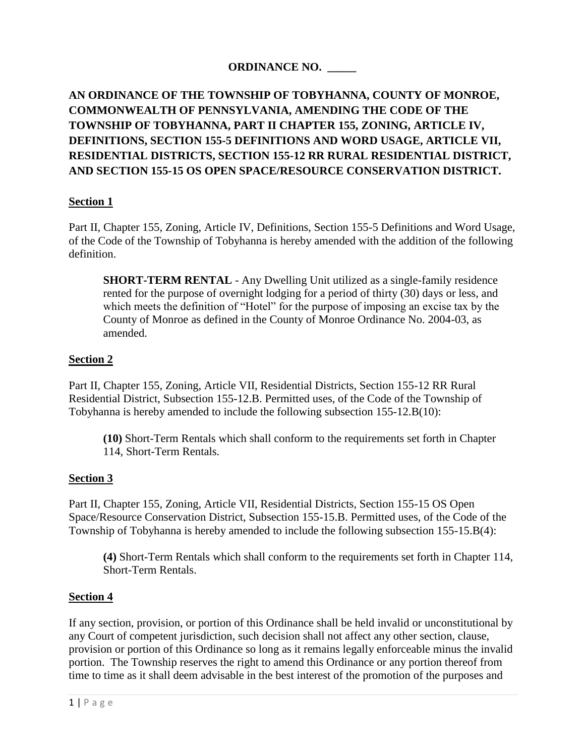**ORDINANCE NO. _____**

**AN ORDINANCE OF THE TOWNSHIP OF TOBYHANNA, COUNTY OF MONROE, COMMONWEALTH OF PENNSYLVANIA, AMENDING THE CODE OF THE TOWNSHIP OF TOBYHANNA, PART II CHAPTER 155, ZONING, ARTICLE IV, DEFINITIONS, SECTION 155-5 DEFINITIONS AND WORD USAGE, ARTICLE VII, RESIDENTIAL DISTRICTS, SECTION 155-12 RR RURAL RESIDENTIAL DISTRICT, AND SECTION 155-15 OS OPEN SPACE/RESOURCE CONSERVATION DISTRICT.**

**Section 1**

Part II, Chapter 155, Zoning, Article IV, Definitions, Section 155-5 Definitions and Word Usage, of the Code of the Township of Tobyhanna is hereby amended with the addition of the following definition.

> **SHORT-TERM RENTAL** - Any Dwelling Unit utilized as a single-family residence rented for the purpose of overnight lodging for a period of thirty (30) days or less, and which meets the definition of "Hotel" for the purpose of imposing an excise tax by the County of Monroe as defined in the County of Monroe Ordinance No. 2004-03, as amended.

**Section 2**

Part II, Chapter 155, Zoning, Article VII, Residential Districts, Section 155-12 RR Rural Residential District, Subsection 155-12.B. Permitted uses, of the Code of the Township of Tobyhanna is hereby amended to include the following subsection 155-12.B(10):

> **(10)** Short-Term Rentals which shall conform to the requirements set forth in Chapter 114, Short-Term Rentals.

**Section 3**

Part II, Chapter 155, Zoning, Article VII, Residential Districts, Section 155-15 OS Open Space/Resource Conservation District, Subsection 155-15.B. Permitted uses, of the Code of the Township of Tobyhanna is hereby amended to include the following subsection 155-15.B(4):

> **(4)** Short-Term Rentals which shall conform to the requirements set forth in Chapter 114, Short-Term Rentals.

**Section 4**

If any section, provision, or portion of this Ordinance shall be held invalid or unconstitutional by any Court of competent jurisdiction, such decision shall not affect any other section, clause, provision or portion of this Ordinance so long as it remains legally enforceable minus the invalid portion. The Township reserves the right to amend this Ordinance or any portion thereof from time to time as it shall deem advisable in the best interest of the promotion of the purposes and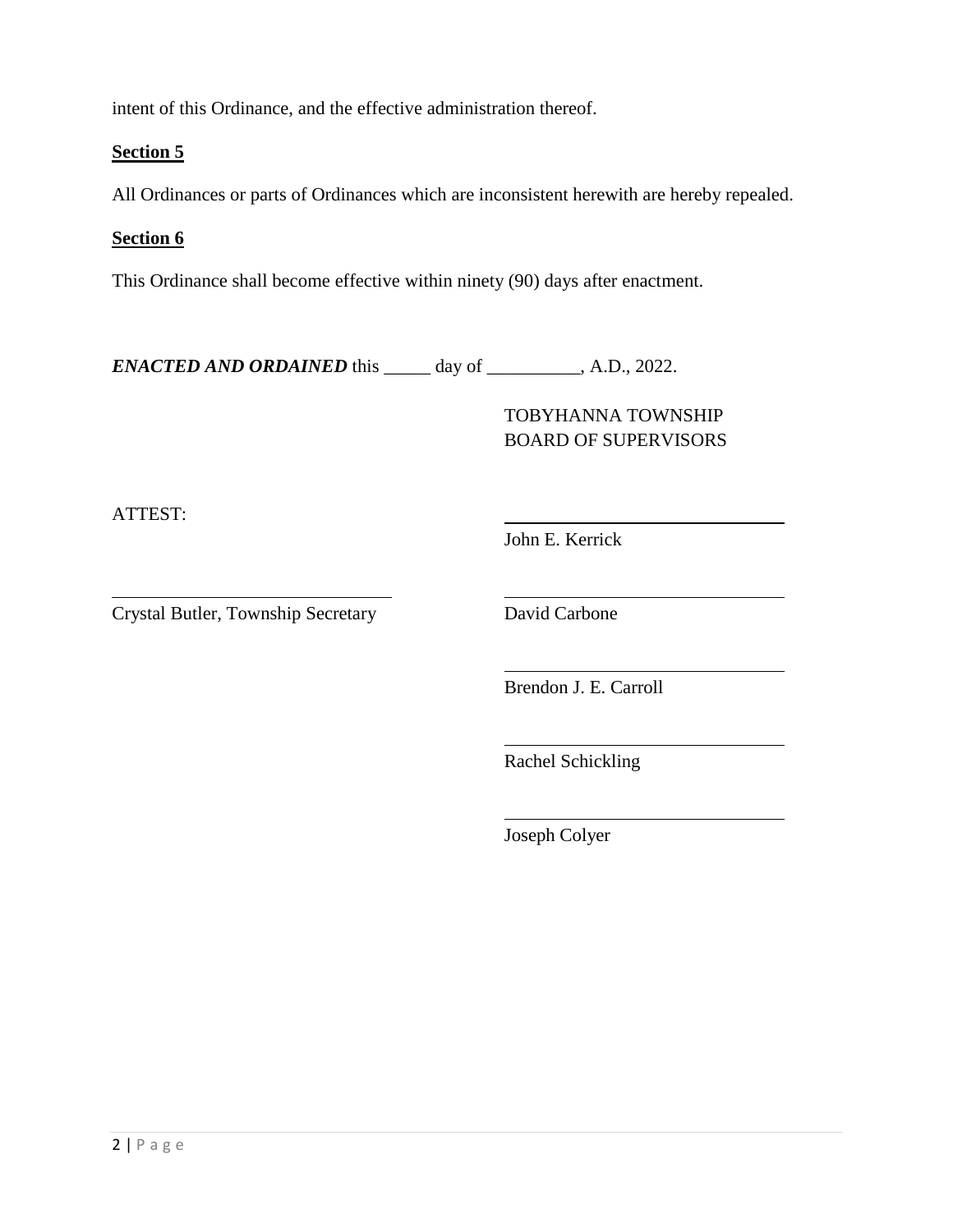intent of this Ordinance, and the effective administration thereof.

**Section 5**

All Ordinances or parts of Ordinances which are inconsistent herewith are hereby repealed.

**Section 6**

This Ordinance shall become effective within ninety (90) days after enactment.

***ENACTED AND ORDAINED*** this _____ day of __________, A.D., 2022.

TOBYHANNA TOWNSHIP
BOARD OF SUPERVISORS

ATTEST:

______________________________
John E. Kerrick

______________________________
Crystal Butler, Township Secretary

______________________________
David Carbone

______________________________
Brendon J. E. Carroll

______________________________
Rachel Schickling

______________________________
Joseph Colyer